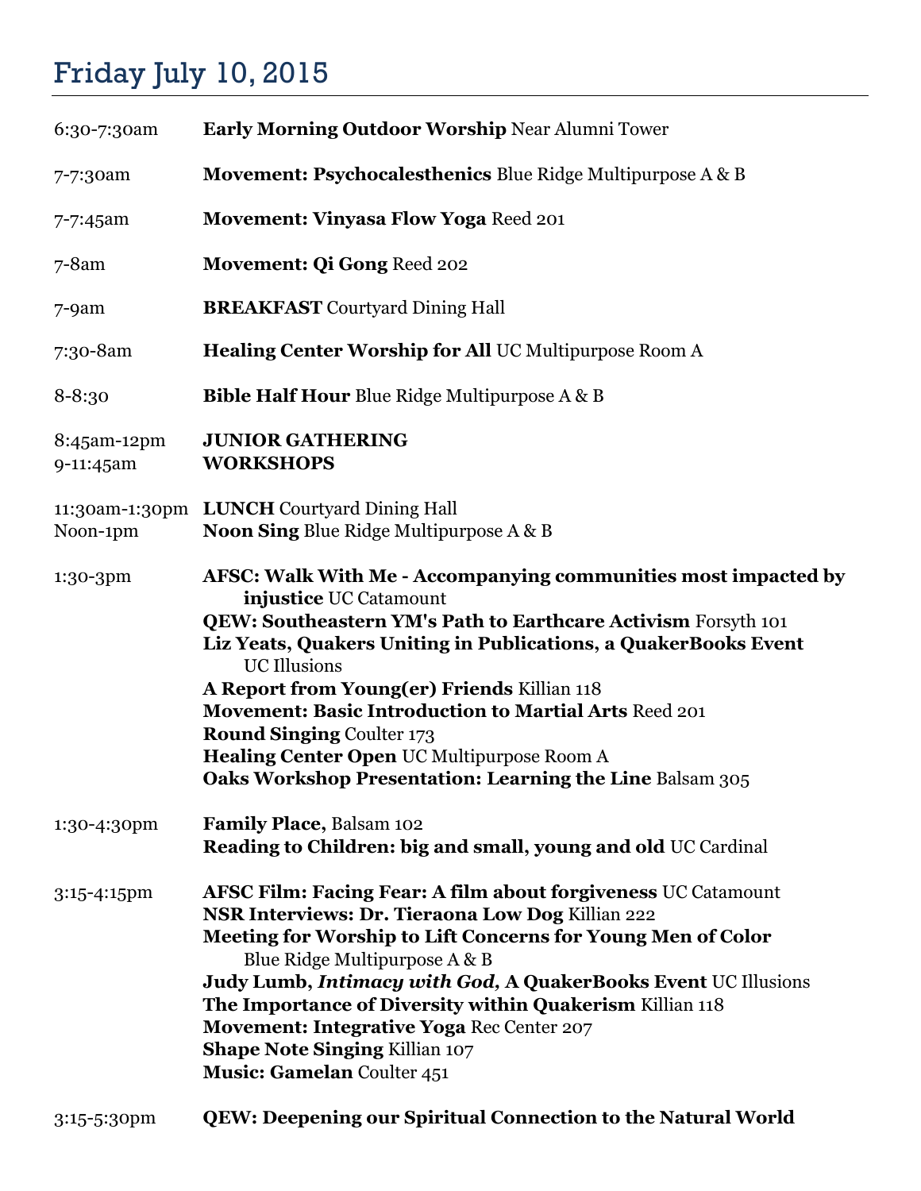## Friday July 10, 2015

6:30-7:30am **Early Morning Outdoor Worship** Near Alumni Tower

7-7:30am **Movement: Psychocalesthenics** Blue Ridge Multipurpose A & B

7-7:45am **Movement: Vinyasa Flow Yoga** Reed 201

7-8am **Movement: Qi Gong** Reed 202

7-9am **BREAKFAST** Courtyard Dining Hall

7:30-8am **Healing Center Worship for All** UC Multipurpose Room A

8-8:30 **Bible Half Hour** Blue Ridge Multipurpose A & B

8:45am-12pm **JUNIOR GATHERING**
9-11:45am **WORKSHOPS**

11:30am-1:30pm **LUNCH** Courtyard Dining Hall
Noon-1pm **Noon Sing** Blue Ridge Multipurpose A & B

1:30-3pm
**AFSC: Walk With Me - Accompanying communities most impacted by injustice** UC Catamount
**QEW: Southeastern YM's Path to Earthcare Activism** Forsyth 101
**Liz Yeats, Quakers Uniting in Publications, a QuakerBooks Event** UC Illusions
**A Report from Young(er) Friends** Killian 118
**Movement: Basic Introduction to Martial Arts** Reed 201
**Round Singing** Coulter 173
**Healing Center Open** UC Multipurpose Room A
**Oaks Workshop Presentation: Learning the Line** Balsam 305

1:30-4:30pm
**Family Place,** Balsam 102
**Reading to Children: big and small, young and old** UC Cardinal

3:15-4:15pm
**AFSC Film: Facing Fear: A film about forgiveness** UC Catamount
**NSR Interviews: Dr. Tieraona Low Dog** Killian 222
**Meeting for Worship to Lift Concerns for Young Men of Color** Blue Ridge Multipurpose A & B
**Judy Lumb, *Intimacy with God,* A QuakerBooks Event** UC Illusions
**The Importance of Diversity within Quakerism** Killian 118
**Movement: Integrative Yoga** Rec Center 207
**Shape Note Singing** Killian 107
**Music: Gamelan** Coulter 451

3:15-5:30pm **QEW: Deepening our Spiritual Connection to the Natural World**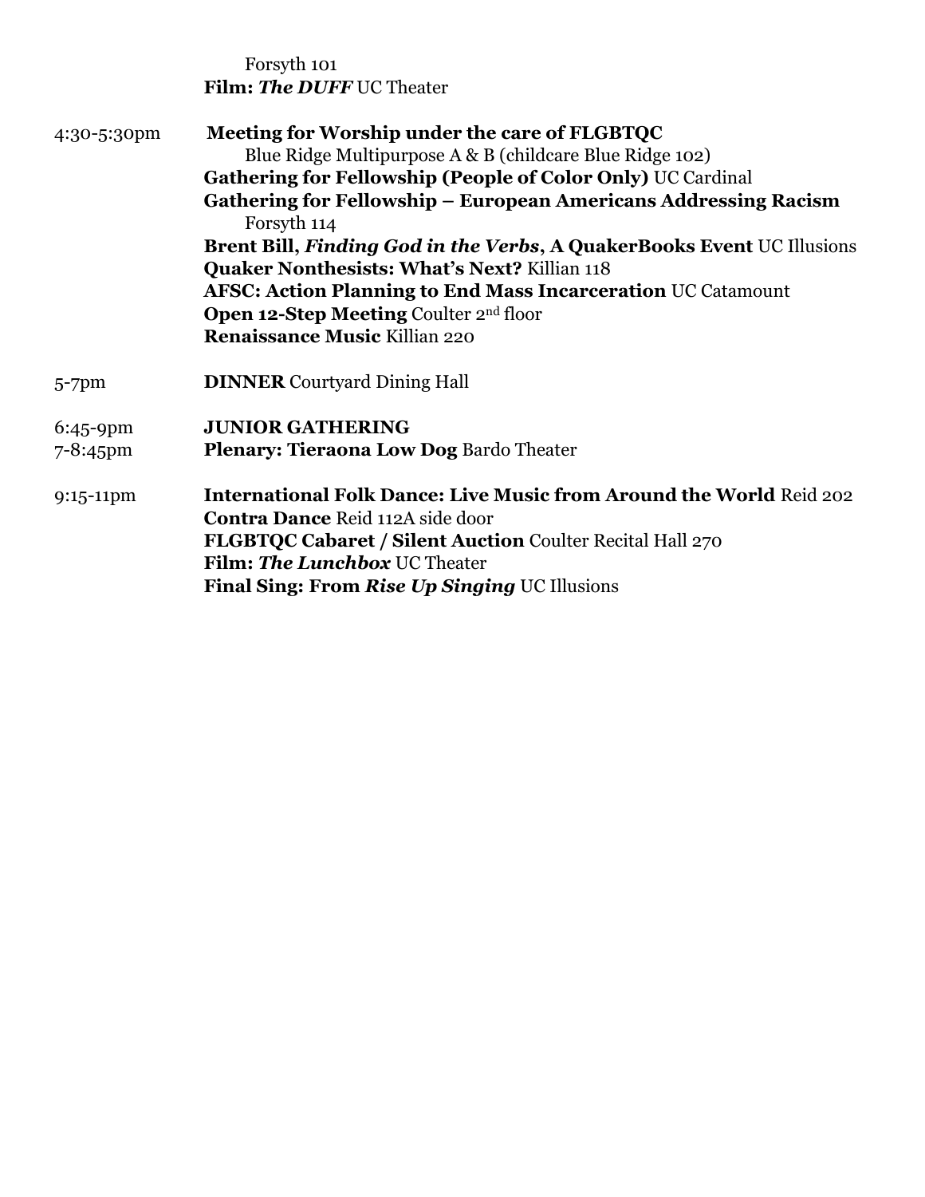Forsyth 101
**Film: *The DUFF*** UC Theater

4:30-5:30pm **Meeting for Worship under the care of FLGBTQC**
Blue Ridge Multipurpose A & B (childcare Blue Ridge 102)
**Gathering for Fellowship (People of Color Only)** UC Cardinal
**Gathering for Fellowship – European Americans Addressing Racism**
Forsyth 114
**Brent Bill, *Finding God in the Verbs*, A QuakerBooks Event** UC Illusions
**Quaker Nonthesists: What's Next?** Killian 118
**AFSC: Action Planning to End Mass Incarceration** UC Catamount
**Open 12-Step Meeting** Coulter 2nd floor
**Renaissance Music** Killian 220

5-7pm **DINNER** Courtyard Dining Hall

6:45-9pm **JUNIOR GATHERING**
7-8:45pm **Plenary: Tieraona Low Dog** Bardo Theater

9:15-11pm **International Folk Dance: Live Music from Around the World** Reid 202
**Contra Dance** Reid 112A side door
**FLGBTQC Cabaret / Silent Auction** Coulter Recital Hall 270
**Film: *The Lunchbox*** UC Theater
**Final Sing: From *Rise Up Singing*** UC Illusions